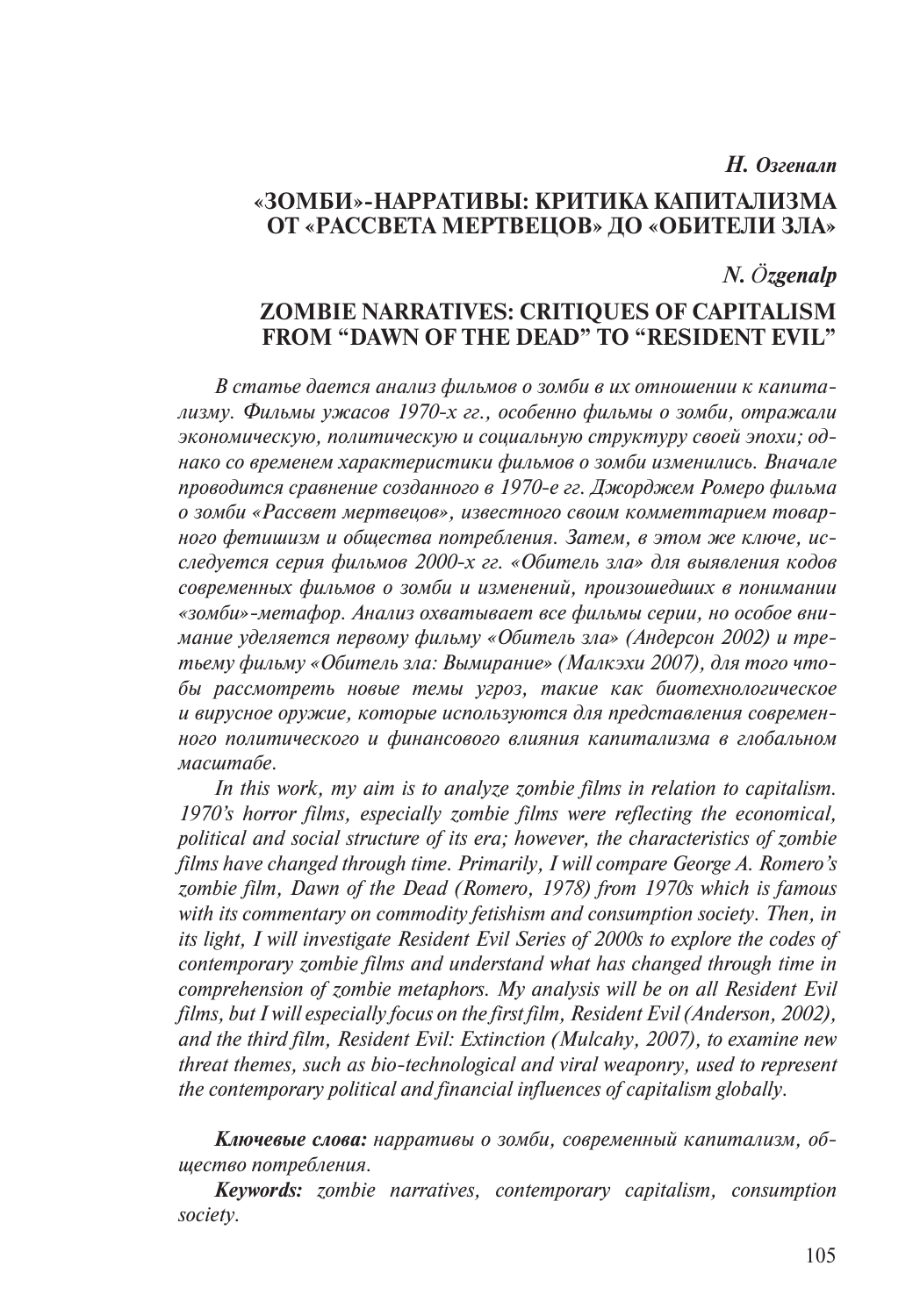***Н. Озгеналп***

## «ЗОМБИ»-НАРРАТИВЫ: КРИТИКА КАПИТАЛИЗМА ОТ «РАССВЕТА МЕРТВЕЦОВ» ДО «ОБИТЕЛИ ЗЛА»

***N. Özgenalp***

## ZOMBIE NARRATIVES: CRITIQUES OF CAPITALISM FROM "DAWN OF THE DEAD" TO "RESIDENT EVIL"

*В статье дается анализ фильмов о зомби в их отношении к капитализму. Фильмы ужасов 1970-х гг., особенно фильмы о зомби, отражали экономическую, политическую и социальную структуру своей эпохи; однако со временем характеристики фильмов о зомби изменились. Вначале проводится сравнение созданного в 1970-е гг. Джорджем Ромеро фильма о зомби «Рассвет мертвецов», известного своим комметтарием товарного фетишизм и общества потребления. Затем, в этом же ключе, исследуется серия фильмов 2000-х гг. «Обитель зла» для выявления кодов современных фильмов о зомби и изменений, произошедших в понимании «зомби»-метафор. Анализ охватывает все фильмы серии, но особое внимание уделяется первому фильму «Обитель зла» (Андерсон 2002) и третьему фильму «Обитель зла: Вымирание» (Малкэхи 2007), для того чтобы рассмотреть новые темы угроз, такие как биотехнологическое и вирусное оружие, которые используются для представления современного политического и финансового влияния капитализма в глобальном масштабе.*

*In this work, my aim is to analyze zombie films in relation to capitalism. 1970's horror films, especially zombie films were reflecting the economical, political and social structure of its era; however, the characteristics of zombie films have changed through time. Primarily, I will compare George A. Romero's zombie film, Dawn of the Dead (Romero, 1978) from 1970s which is famous with its commentary on commodity fetishism and consumption society. Then, in its light, I will investigate Resident Evil Series of 2000s to explore the codes of contemporary zombie films and understand what has changed through time in comprehension of zombie metaphors. My analysis will be on all Resident Evil films, but I will especially focus on the first film, Resident Evil (Anderson, 2002), and the third film, Resident Evil: Extinction (Mulcahy, 2007), to examine new threat themes, such as bio-technological and viral weaponry, used to represent the contemporary political and financial influences of capitalism globally.*

***Ключевые слова:*** *нарративы о зомби, современный капитализм, общество потребления.*

***Keywords:*** *zombie narratives, contemporary capitalism, consumption society.*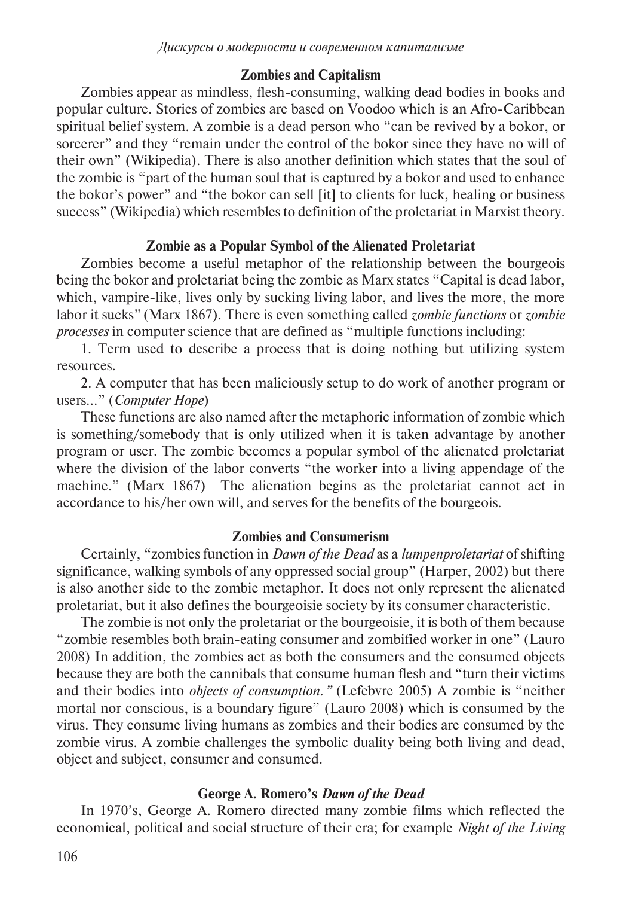## Zombies and Capitalism

Zombies appear as mindless, flesh-consuming, walking dead bodies in books and popular culture. Stories of zombies are based on Voodoo which is an Afro-Caribbean spiritual belief system. A zombie is a dead person who "can be revived by a bokor, or sorcerer" and they "remain under the control of the bokor since they have no will of their own" (Wikipedia). There is also another definition which states that the soul of the zombie is "part of the human soul that is captured by a bokor and used to enhance the bokor's power" and "the bokor can sell [it] to clients for luck, healing or business success" (Wikipedia) which resembles to definition of the proletariat in Marxist theory.

## Zombie as a Popular Symbol of the Alienated Proletariat

Zombies become a useful metaphor of the relationship between the bourgeois being the bokor and proletariat being the zombie as Marx states "Capital is dead labor, which, vampire-like, lives only by sucking living labor, and lives the more, the more labor it sucks" (Marx 1867). There is even something called *zombie functions* or *zombie processes* in computer science that are defined as "multiple functions including:

1. Term used to describe a process that is doing nothing but utilizing system resources.

2. A computer that has been maliciously setup to do work of another program or users..." (*Computer Hope*)

These functions are also named after the metaphoric information of zombie which is something/somebody that is only utilized when it is taken advantage by another program or user. The zombie becomes a popular symbol of the alienated proletariat where the division of the labor converts "the worker into a living appendage of the machine." (Marx 1867) The alienation begins as the proletariat cannot act in accordance to his/her own will, and serves for the benefits of the bourgeois.

## Zombies and Consumerism

Certainly, "zombies function in *Dawn of the Dead* as a *lumpenproletariat* of shifting significance, walking symbols of any oppressed social group" (Harper, 2002) but there is also another side to the zombie metaphor. It does not only represent the alienated proletariat, but it also defines the bourgeoisie society by its consumer characteristic.

The zombie is not only the proletariat or the bourgeoisie, it is both of them because "zombie resembles both brain-eating consumer and zombified worker in one" (Lauro 2008) In addition, the zombies act as both the consumers and the consumed objects because they are both the cannibals that consume human flesh and "turn their victims and their bodies into *objects of consumption."* (Lefebvre 2005) A zombie is "neither mortal nor conscious, is a boundary figure" (Lauro 2008) which is consumed by the virus. They consume living humans as zombies and their bodies are consumed by the zombie virus. A zombie challenges the symbolic duality being both living and dead, object and subject, consumer and consumed.

## George A. Romero's *Dawn of the Dead*

In 1970's, George A. Romero directed many zombie films which reflected the economical, political and social structure of their era; for example *Night of the Living*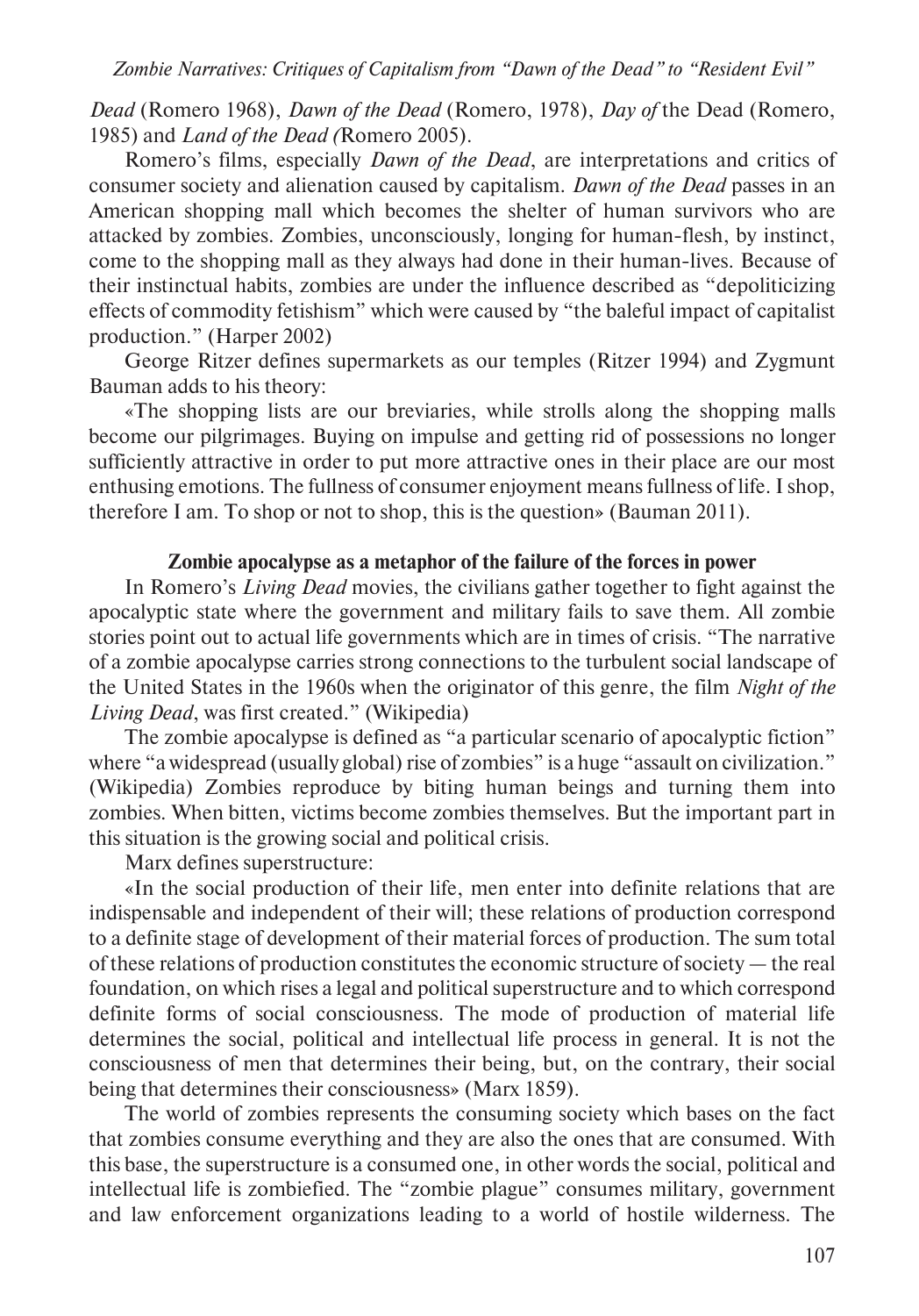*Dead* (Romero 1968), *Dawn of the Dead* (Romero, 1978), *Day of* the Dead (Romero, 1985) and *Land of the Dead (*Romero 2005).

Romero's films, especially *Dawn of the Dead*, are interpretations and critics of consumer society and alienation caused by capitalism. *Dawn of the Dead* passes in an American shopping mall which becomes the shelter of human survivors who are attacked by zombies. Zombies, unconsciously, longing for human-flesh, by instinct, come to the shopping mall as they always had done in their human-lives. Because of their instinctual habits, zombies are under the influence described as "depoliticizing effects of commodity fetishism" which were caused by "the baleful impact of capitalist production." (Harper 2002)

George Ritzer defines supermarkets as our temples (Ritzer 1994) and Zygmunt Bauman adds to his theory:

«The shopping lists are our breviaries, while strolls along the shopping malls become our pilgrimages. Buying on impulse and getting rid of possessions no longer sufficiently attractive in order to put more attractive ones in their place are our most enthusing emotions. The fullness of consumer enjoyment means fullness of life. I shop, therefore I am. To shop or not to shop, this is the question» (Bauman 2011).

### Zombie apocalypse as a metaphor of the failure of the forces in power

In Romero's *Living Dead* movies, the civilians gather together to fight against the apocalyptic state where the government and military fails to save them. All zombie stories point out to actual life governments which are in times of crisis. "The narrative of a zombie apocalypse carries strong connections to the turbulent social landscape of the United States in the 1960s when the originator of this genre, the film *Night of the Living Dead*, was first created." (Wikipedia)

The zombie apocalypse is defined as "a particular scenario of apocalyptic fiction" where "a widespread (usually global) rise of zombies" is a huge "assault on civilization." (Wikipedia) Zombies reproduce by biting human beings and turning them into zombies. When bitten, victims become zombies themselves. But the important part in this situation is the growing social and political crisis.

Marx defines superstructure:

«In the social production of their life, men enter into definite relations that are indispensable and independent of their will; these relations of production correspond to a definite stage of development of their material forces of production. The sum total of these relations of production constitutes the economic structure of society — the real foundation, on which rises a legal and political superstructure and to which correspond definite forms of social consciousness. The mode of production of material life determines the social, political and intellectual life process in general. It is not the consciousness of men that determines their being, but, on the contrary, their social being that determines their consciousness» (Marx 1859).

The world of zombies represents the consuming society which bases on the fact that zombies consume everything and they are also the ones that are consumed. With this base, the superstructure is a consumed one, in other words the social, political and intellectual life is zombiefied. The "zombie plague" consumes military, government and law enforcement organizations leading to a world of hostile wilderness. The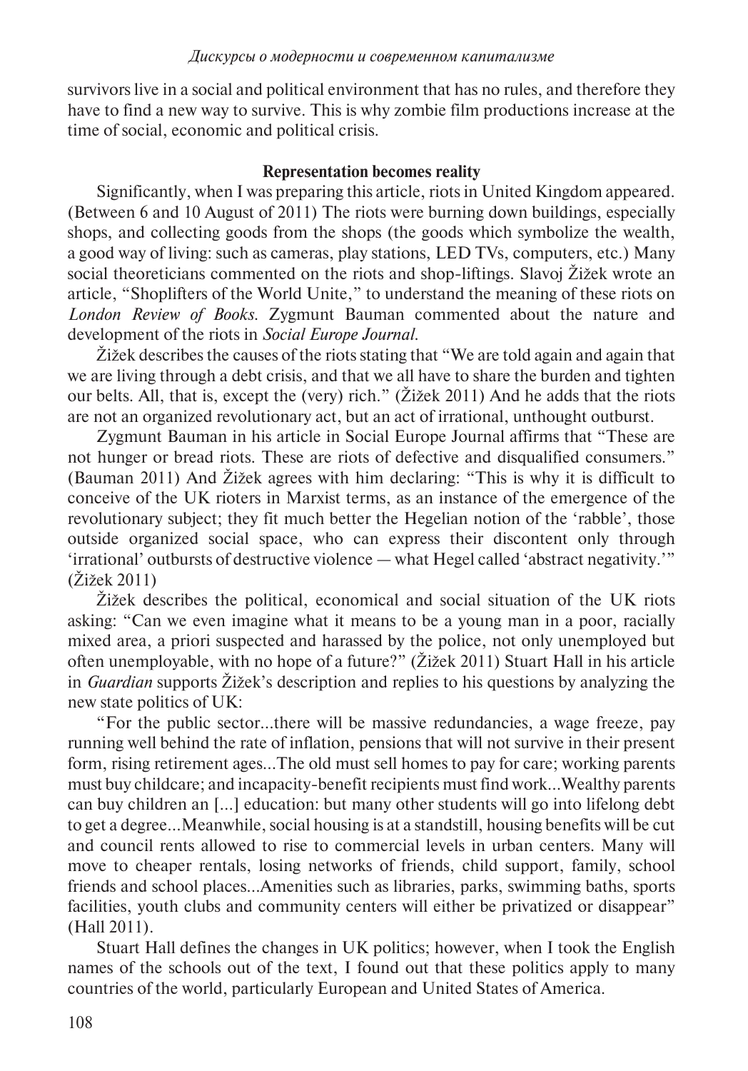survivors live in a social and political environment that has no rules, and therefore they have to find a new way to survive. This is why zombie film productions increase at the time of social, economic and political crisis.

### Representation becomes reality

Significantly, when I was preparing this article, riots in United Kingdom appeared. (Between 6 and 10 August of 2011) The riots were burning down buildings, especially shops, and collecting goods from the shops (the goods which symbolize the wealth, a good way of living: such as cameras, play stations, LED TVs, computers, etc.) Many social theoreticians commented on the riots and shop-liftings. Slavoj Žižek wrote an article, "Shoplifters of the World Unite," to understand the meaning of these riots on *London Review of Books.* Zygmunt Bauman commented about the nature and development of the riots in *Social Europe Journal.*

Žižek describes the causes of the riots stating that "We are told again and again that we are living through a debt crisis, and that we all have to share the burden and tighten our belts. All, that is, except the (very) rich." (Žižek 2011) And he adds that the riots are not an organized revolutionary act, but an act of irrational, unthought outburst.

Zygmunt Bauman in his article in Social Europe Journal affirms that "These are not hunger or bread riots. These are riots of defective and disqualified consumers." (Bauman 2011) And Žižek agrees with him declaring: "This is why it is difficult to conceive of the UK rioters in Marxist terms, as an instance of the emergence of the revolutionary subject; they fit much better the Hegelian notion of the 'rabble', those outside organized social space, who can express their discontent only through 'irrational' outbursts of destructive violence — what Hegel called 'abstract negativity.'" (Žižek 2011)

Žižek describes the political, economical and social situation of the UK riots asking: "Can we even imagine what it means to be a young man in a poor, racially mixed area, a priori suspected and harassed by the police, not only unemployed but often unemployable, with no hope of a future?" (Žižek 2011) Stuart Hall in his article in *Guardian* supports Žižek's description and replies to his questions by analyzing the new state politics of UK:

"For the public sector...there will be massive redundancies, a wage freeze, pay running well behind the rate of inflation, pensions that will not survive in their present form, rising retirement ages...The old must sell homes to pay for care; working parents must buy childcare; and incapacity-benefit recipients must find work...Wealthy parents can buy children an [...] education: but many other students will go into lifelong debt to get a degree...Meanwhile, social housing is at a standstill, housing benefits will be cut and council rents allowed to rise to commercial levels in urban centers. Many will move to cheaper rentals, losing networks of friends, child support, family, school friends and school places...Amenities such as libraries, parks, swimming baths, sports facilities, youth clubs and community centers will either be privatized or disappear" (Hall 2011).

Stuart Hall defines the changes in UK politics; however, when I took the English names of the schools out of the text, I found out that these politics apply to many countries of the world, particularly European and United States of America.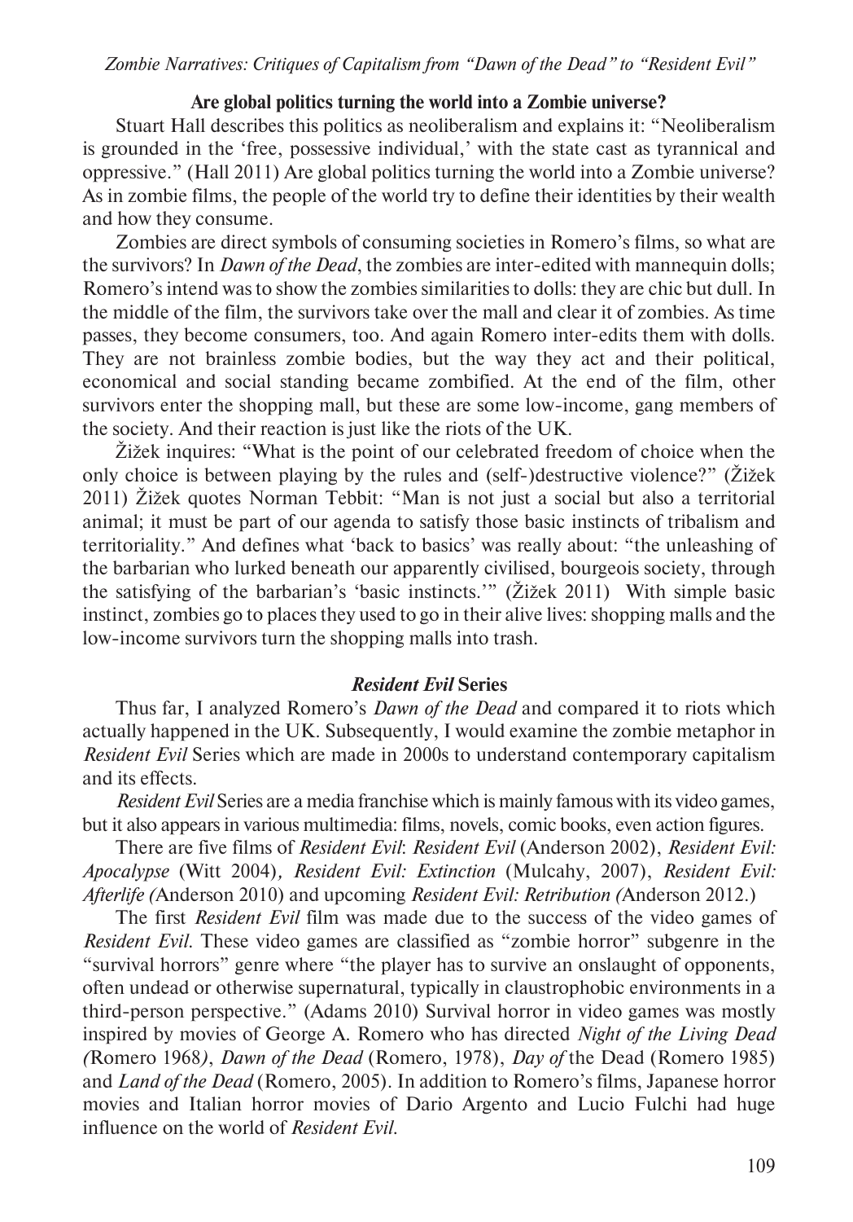### Are global politics turning the world into a Zombie universe?

Stuart Hall describes this politics as neoliberalism and explains it: "Neoliberalism is grounded in the 'free, possessive individual,' with the state cast as tyrannical and oppressive." (Hall 2011) Are global politics turning the world into a Zombie universe? As in zombie films, the people of the world try to define their identities by their wealth and how they consume.

Zombies are direct symbols of consuming societies in Romero's films, so what are the survivors? In *Dawn of the Dead*, the zombies are inter-edited with mannequin dolls; Romero's intend was to show the zombies similarities to dolls: they are chic but dull. In the middle of the film, the survivors take over the mall and clear it of zombies. As time passes, they become consumers, too. And again Romero inter-edits them with dolls. They are not brainless zombie bodies, but the way they act and their political, economical and social standing became zombified. At the end of the film, other survivors enter the shopping mall, but these are some low-income, gang members of the society. And their reaction is just like the riots of the UK.

Žižek inquires: "What is the point of our celebrated freedom of choice when the only choice is between playing by the rules and (self-)destructive violence?" (Žižek 2011) Žižek quotes Norman Tebbit: "Man is not just a social but also a territorial animal; it must be part of our agenda to satisfy those basic instincts of tribalism and territoriality." And defines what 'back to basics' was really about: "the unleashing of the barbarian who lurked beneath our apparently civilised, bourgeois society, through the satisfying of the barbarian's 'basic instincts.'" (Žižek 2011) With simple basic instinct, zombies go to places they used to go in their alive lives: shopping malls and the low-income survivors turn the shopping malls into trash.

### *Resident Evil* Series

Thus far, I analyzed Romero's *Dawn of the Dead* and compared it to riots which actually happened in the UK. Subsequently, I would examine the zombie metaphor in *Resident Evil* Series which are made in 2000s to understand contemporary capitalism and its effects.

*Resident Evil* Series are a media franchise which is mainly famous with its video games, but it also appears in various multimedia: films, novels, comic books, even action figures.

There are five films of *Resident Evil*: *Resident Evil* (Anderson 2002), *Resident Evil: Apocalypse* (Witt 2004), *Resident Evil: Extinction* (Mulcahy, 2007), *Resident Evil: Afterlife* (Anderson 2010) and upcoming *Resident Evil: Retribution* (Anderson 2012.)

The first *Resident Evil* film was made due to the success of the video games of *Resident Evil*. These video games are classified as "zombie horror" subgenre in the "survival horrors" genre where "the player has to survive an onslaught of opponents, often undead or otherwise supernatural, typically in claustrophobic environments in a third-person perspective." (Adams 2010) Survival horror in video games was mostly inspired by movies of George A. Romero who has directed *Night of the Living Dead* (Romero 1968), *Dawn of the Dead* (Romero, 1978), *Day of* the Dead (Romero 1985) and *Land of the Dead* (Romero, 2005). In addition to Romero's films, Japanese horror movies and Italian horror movies of Dario Argento and Lucio Fulchi had huge influence on the world of *Resident Evil*.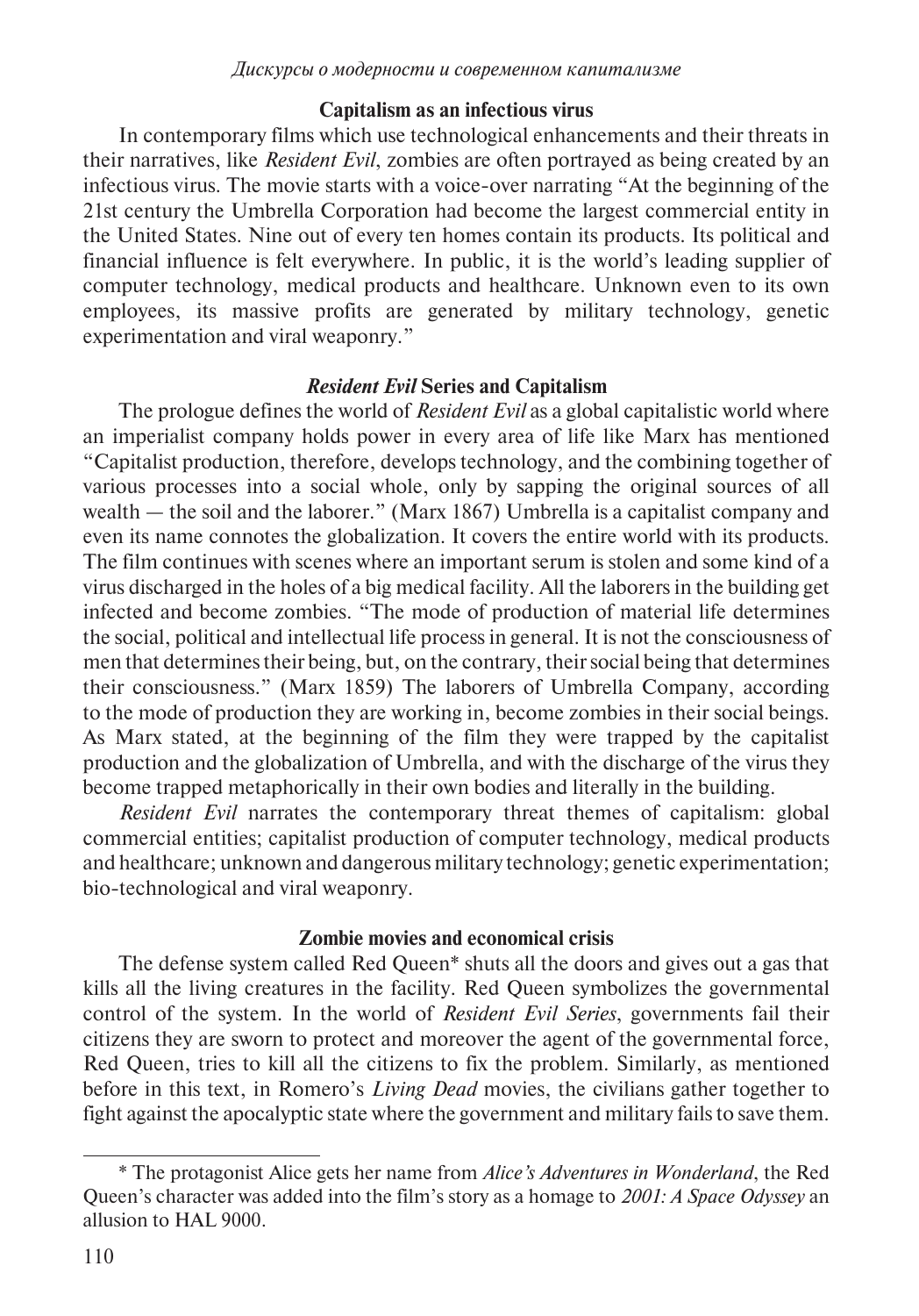### Capitalism as an infectious virus

In contemporary films which use technological enhancements and their threats in their narratives, like *Resident Evil*, zombies are often portrayed as being created by an infectious virus. The movie starts with a voice-over narrating "At the beginning of the 21st century the Umbrella Corporation had become the largest commercial entity in the United States. Nine out of every ten homes contain its products. Its political and financial influence is felt everywhere. In public, it is the world's leading supplier of computer technology, medical products and healthcare. Unknown even to its own employees, its massive profits are generated by military technology, genetic experimentation and viral weaponry."

### *Resident Evil* Series and Capitalism

The prologue defines the world of *Resident Evil* as a global capitalistic world where an imperialist company holds power in every area of life like Marx has mentioned "Capitalist production, therefore, develops technology, and the combining together of various processes into a social whole, only by sapping the original sources of all wealth — the soil and the laborer." (Marx 1867) Umbrella is a capitalist company and even its name connotes the globalization. It covers the entire world with its products. The film continues with scenes where an important serum is stolen and some kind of a virus discharged in the holes of a big medical facility. All the laborers in the building get infected and become zombies. "The mode of production of material life determines the social, political and intellectual life process in general. It is not the consciousness of men that determines their being, but, on the contrary, their social being that determines their consciousness." (Marx 1859) The laborers of Umbrella Company, according to the mode of production they are working in, become zombies in their social beings. As Marx stated, at the beginning of the film they were trapped by the capitalist production and the globalization of Umbrella, and with the discharge of the virus they become trapped metaphorically in their own bodies and literally in the building.

*Resident Evil* narrates the contemporary threat themes of capitalism: global commercial entities; capitalist production of computer technology, medical products and healthcare; unknown and dangerous military technology; genetic experimentation; bio-technological and viral weaponry.

### Zombie movies and economical crisis

The defense system called Red Queen* shuts all the doors and gives out a gas that kills all the living creatures in the facility. Red Queen symbolizes the governmental control of the system. In the world of *Resident Evil Series*, governments fail their citizens they are sworn to protect and moreover the agent of the governmental force, Red Queen, tries to kill all the citizens to fix the problem. Similarly, as mentioned before in this text, in Romero's *Living Dead* movies, the civilians gather together to fight against the apocalyptic state where the government and military fails to save them.

---

* The protagonist Alice gets her name from *Alice's Adventures in Wonderland*, the Red Queen's character was added into the film's story as a homage to *2001: A Space Odyssey* an allusion to HAL 9000.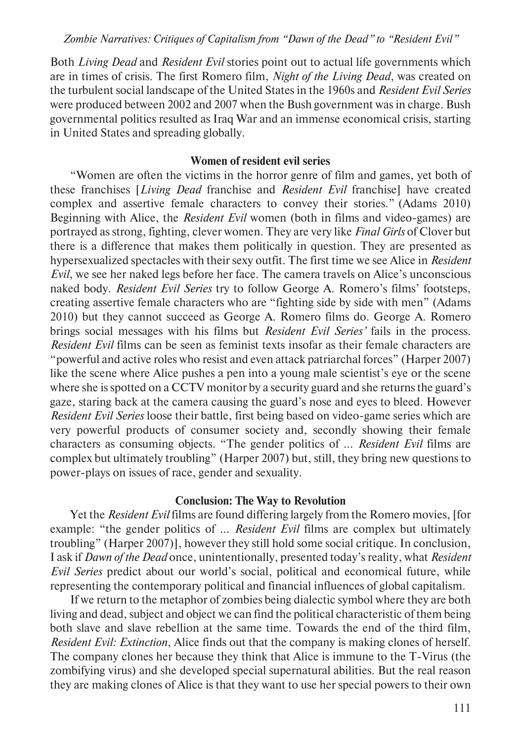Both *Living Dead* and *Resident Evil* stories point out to actual life governments which are in times of crisis. The first Romero film, *Night of the Living Dead*, was created on the turbulent social landscape of the United States in the 1960s and *Resident Evil Series* were produced between 2002 and 2007 when the Bush government was in charge. Bush governmental politics resulted as Iraq War and an immense economical crisis, starting in United States and spreading globally.

### Women of resident evil series

"Women are often the victims in the horror genre of film and games, yet both of these franchises [*Living Dead* franchise and *Resident Evil* franchise] have created complex and assertive female characters to convey their stories." (Adams 2010) Beginning with Alice, the *Resident Evil* women (both in films and video-games) are portrayed as strong, fighting, clever women. They are very like *Final Girls* of Clover but there is a difference that makes them politically in question. They are presented as hypersexualized spectacles with their sexy outfit. The first time we see Alice in *Resident Evil*, we see her naked legs before her face. The camera travels on Alice's unconscious naked body. *Resident Evil Series* try to follow George A. Romero's films' footsteps, creating assertive female characters who are "fighting side by side with men" (Adams 2010) but they cannot succeed as George A. Romero films do. George A. Romero brings social messages with his films but *Resident Evil Series'* fails in the process. *Resident Evil* films can be seen as feminist texts insofar as their female characters are "powerful and active roles who resist and even attack patriarchal forces" (Harper 2007) like the scene where Alice pushes a pen into a young male scientist's eye or the scene where she is spotted on a CCTV monitor by a security guard and she returns the guard's gaze, staring back at the camera causing the guard's nose and eyes to bleed. However *Resident Evil Series* loose their battle, first being based on video-game series which are very powerful products of consumer society and, secondly showing their female characters as consuming objects. "The gender politics of ... *Resident Evil* films are complex but ultimately troubling" (Harper 2007) but, still, they bring new questions to power-plays on issues of race, gender and sexuality.

### Conclusion: The Way to Revolution

Yet the *Resident Evil* films are found differing largely from the Romero movies, [for example: "the gender politics of ... *Resident Evil* films are complex but ultimately troubling" (Harper 2007)], however they still hold some social critique. In conclusion, I ask if *Dawn of the Dead* once, unintentionally, presented today's reality, what *Resident Evil Series* predict about our world's social, political and economical future, while representing the contemporary political and financial influences of global capitalism.

If we return to the metaphor of zombies being dialectic symbol where they are both living and dead, subject and object we can find the political characteristic of them being both slave and slave rebellion at the same time. Towards the end of the third film, *Resident Evil: Extinction*, Alice finds out that the company is making clones of herself. The company clones her because they think that Alice is immune to the T-Virus (the zombifying virus) and she developed special supernatural abilities. But the real reason they are making clones of Alice is that they want to use her special powers to their own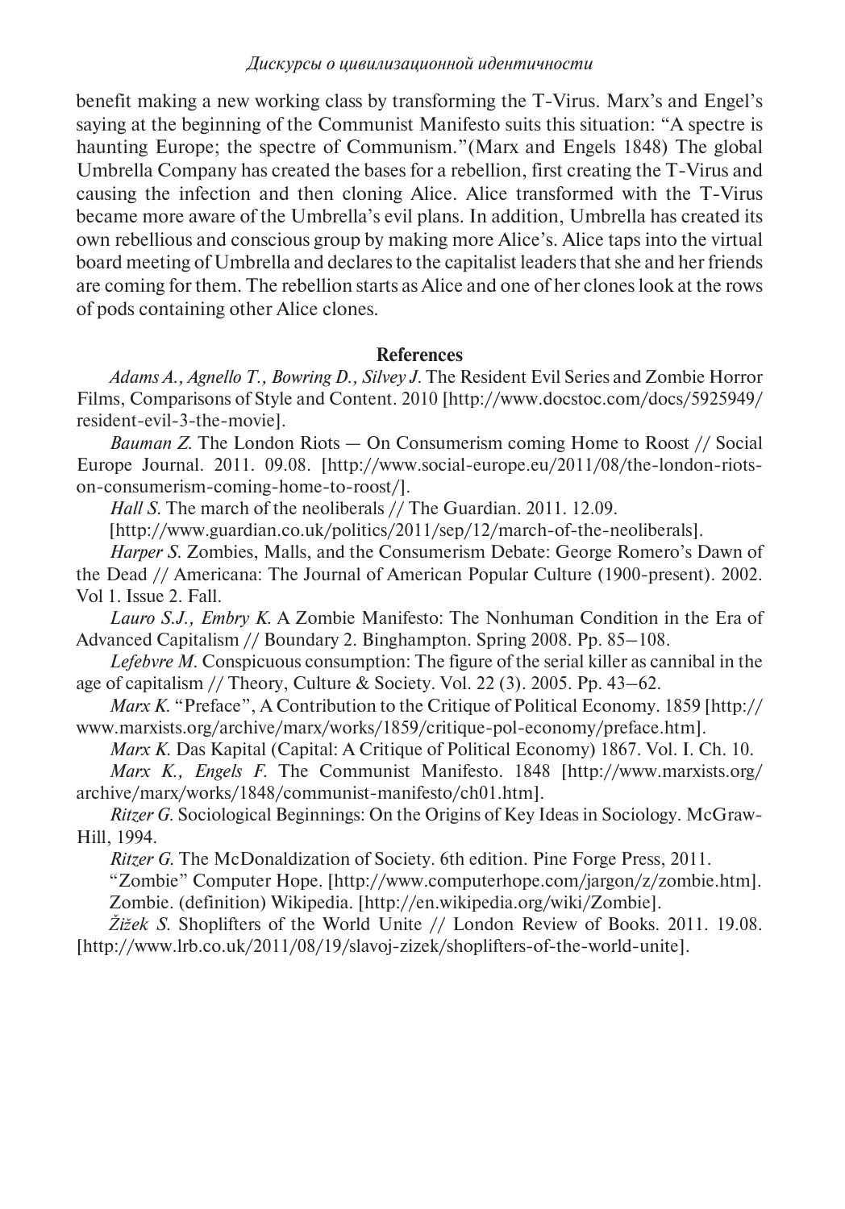benefit making a new working class by transforming the T-Virus. Marx's and Engel's saying at the beginning of the Communist Manifesto suits this situation: "A spectre is haunting Europe; the spectre of Communism."(Marx and Engels 1848) The global Umbrella Company has created the bases for a rebellion, first creating the T-Virus and causing the infection and then cloning Alice. Alice transformed with the T-Virus became more aware of the Umbrella's evil plans. In addition, Umbrella has created its own rebellious and conscious group by making more Alice's. Alice taps into the virtual board meeting of Umbrella and declares to the capitalist leaders that she and her friends are coming for them. The rebellion starts as Alice and one of her clones look at the rows of pods containing other Alice clones.

## References

*Adams A., Agnello T., Bowring D., Silvey J.* The Resident Evil Series and Zombie Horror Films, Comparisons of Style and Content. 2010 [http://www.docstoc.com/docs/5925949/resident-evil-3-the-movie].

*Bauman Z.* The London Riots — On Consumerism coming Home to Roost // Social Europe Journal. 2011. 09.08. [http://www.social-europe.eu/2011/08/the-london-riots-on-consumerism-coming-home-to-roost/].

*Hall S.* The march of the neoliberals // The Guardian. 2011. 12.09.

[http://www.guardian.co.uk/politics/2011/sep/12/march-of-the-neoliberals].

*Harper S.* Zombies, Malls, and the Consumerism Debate: George Romero's Dawn of the Dead // Americana: The Journal of American Popular Culture (1900-present). 2002. Vol 1. Issue 2. Fall.

*Lauro S.J., Embry K.* A Zombie Manifesto: The Nonhuman Condition in the Era of Advanced Capitalism // Boundary 2. Binghampton. Spring 2008. Pp. 85–108.

*Lefebvre M.* Conspicuous consumption: The figure of the serial killer as cannibal in the age of capitalism // Theory, Culture & Society. Vol. 22 (3). 2005. Pp. 43–62.

*Marx K.* "Preface", A Contribution to the Critique of Political Economy. 1859 [http://www.marxists.org/archive/marx/works/1859/critique-pol-economy/preface.htm].

*Marx K.* Das Kapital (Capital: A Critique of Political Economy) 1867. Vol. I. Ch. 10.

*Marx K., Engels F.* The Communist Manifesto. 1848 [http://www.marxists.org/archive/marx/works/1848/communist-manifesto/ch01.htm].

*Ritzer G.* Sociological Beginnings: On the Origins of Key Ideas in Sociology. McGraw-Hill, 1994.

*Ritzer G.* The McDonaldization of Society. 6th edition. Pine Forge Press, 2011.

"Zombie" Computer Hope. [http://www.computerhope.com/jargon/z/zombie.htm].

Zombie. (definition) Wikipedia. [http://en.wikipedia.org/wiki/Zombie].

*Žižek S.* Shoplifters of the World Unite // London Review of Books. 2011. 19.08. [http://www.lrb.co.uk/2011/08/19/slavoj-zizek/shoplifters-of-the-world-unite].